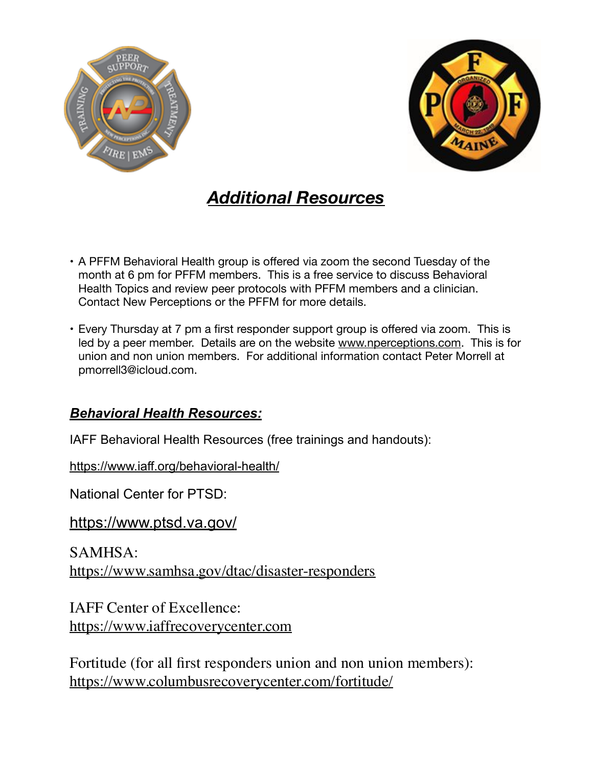# ***Additional Resources***

- A PFFM Behavioral Health group is offered via zoom the second Tuesday of the month at 6 pm for PFFM members. This is a free service to discuss Behavioral Health Topics and review peer protocols with PFFM members and a clinician. Contact New Perceptions or the PFFM for more details.
- Every Thursday at 7 pm a first responder support group is offered via zoom. This is led by a peer member. Details are on the website www.nperceptions.com. This is for union and non union members. For additional information contact Peter Morrell at pmorrell3@icloud.com.

## ***Behavioral Health Resources:***

IAFF Behavioral Health Resources (free trainings and handouts):

https://www.iaff.org/behavioral-health/

National Center for PTSD:

https://www.ptsd.va.gov/

SAMHSA:
https://www.samhsa.gov/dtac/disaster-responders

IAFF Center of Excellence:
https://www.iaffrecoverycenter.com

Fortitude (for all first responders union and non union members):
https://www.columbusrecoverycenter.com/fortitude/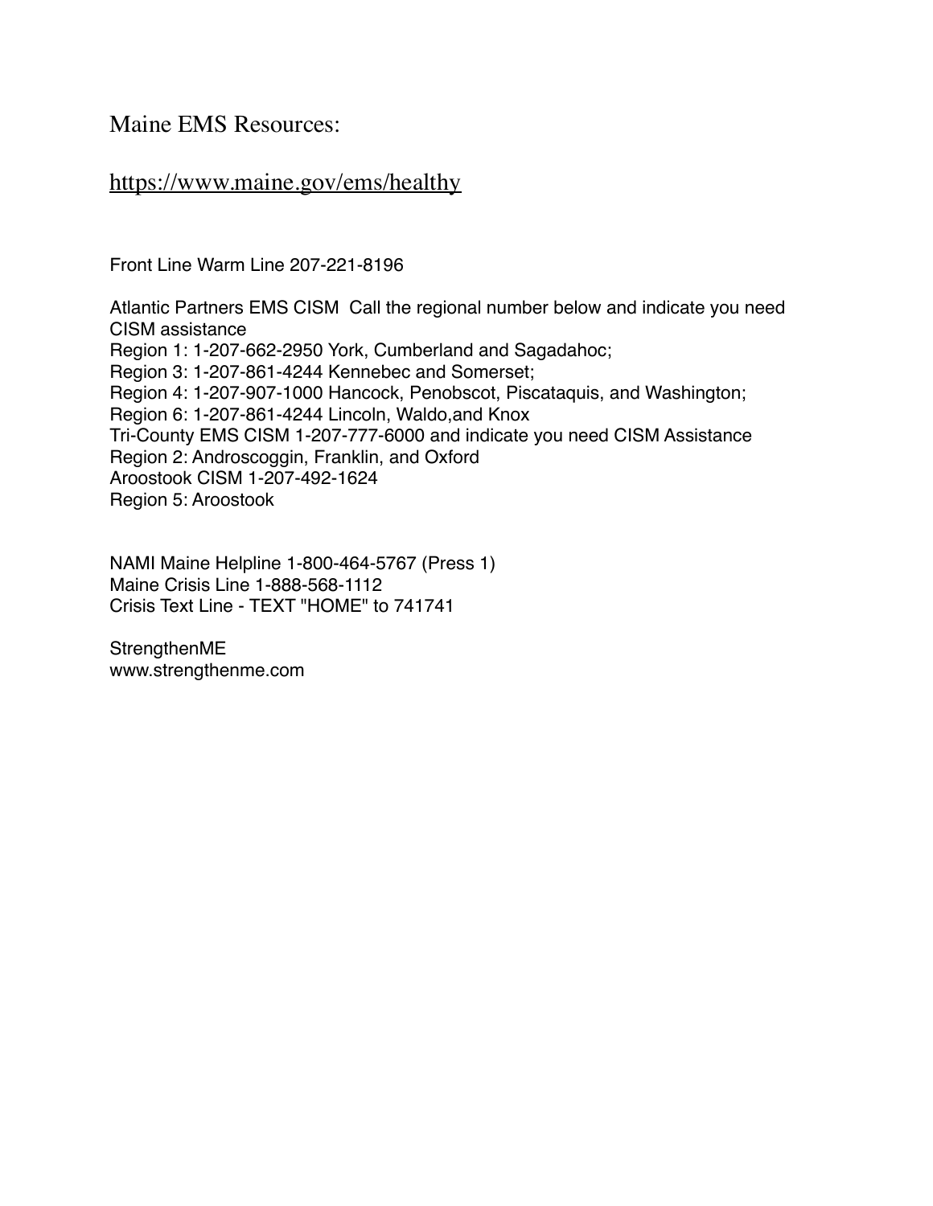Maine EMS Resources:

https://www.maine.gov/ems/healthy

Front Line Warm Line 207-221-8196

Atlantic Partners EMS CISM  Call the regional number below and indicate you need CISM assistance
Region 1: 1-207-662-2950 York, Cumberland and Sagadahoc;
Region 3: 1-207-861-4244 Kennebec and Somerset;
Region 4: 1-207-907-1000 Hancock, Penobscot, Piscataquis, and Washington;
Region 6: 1-207-861-4244 Lincoln, Waldo,and Knox
Tri-County EMS CISM 1-207-777-6000 and indicate you need CISM Assistance
Region 2: Androscoggin, Franklin, and Oxford
Aroostook CISM 1-207-492-1624
Region 5: Aroostook

NAMI Maine Helpline 1-800-464-5767 (Press 1)
Maine Crisis Line 1-888-568-1112
Crisis Text Line - TEXT "HOME" to 741741

StrengthenME
www.strengthenme.com